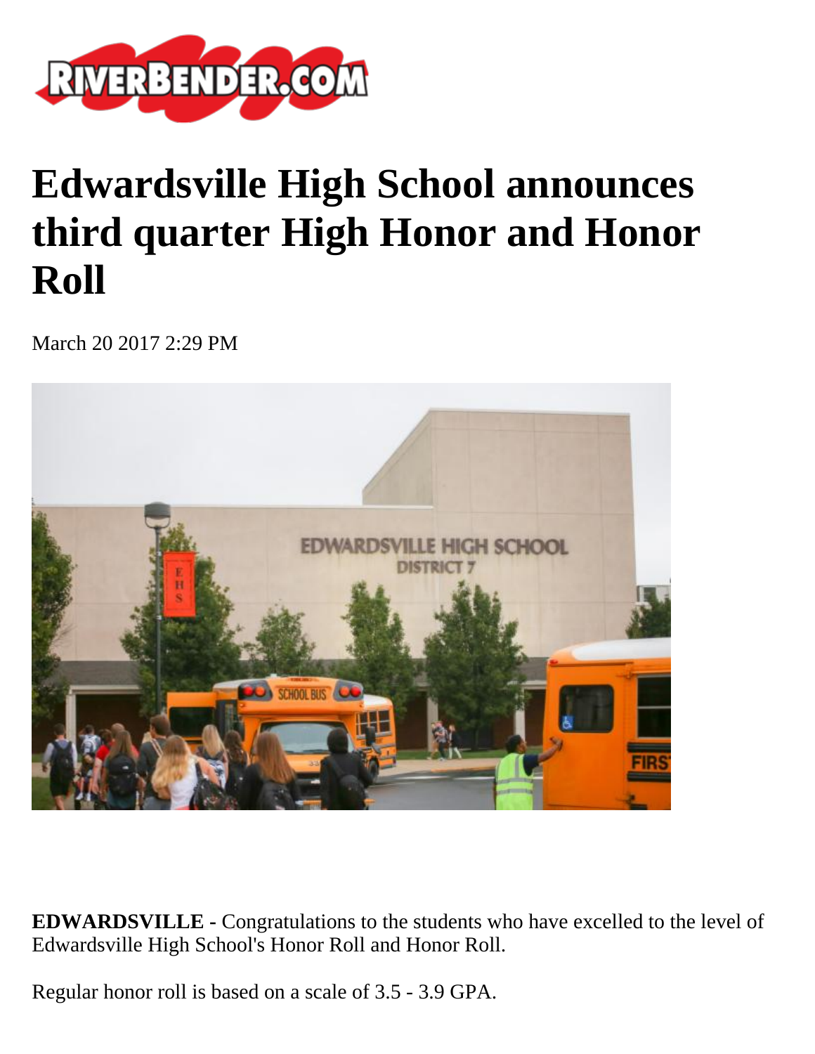# Edwardsville High School announces third quarter High Honor and Honor Roll

March 20 2017 2:29 PM

**EDWARDSVILLE -** Congratulations to the students who have excelled to the level of Edwardsville High School's Honor Roll and Honor Roll.

Regular honor roll is based on a scale of 3.5 - 3.9 GPA.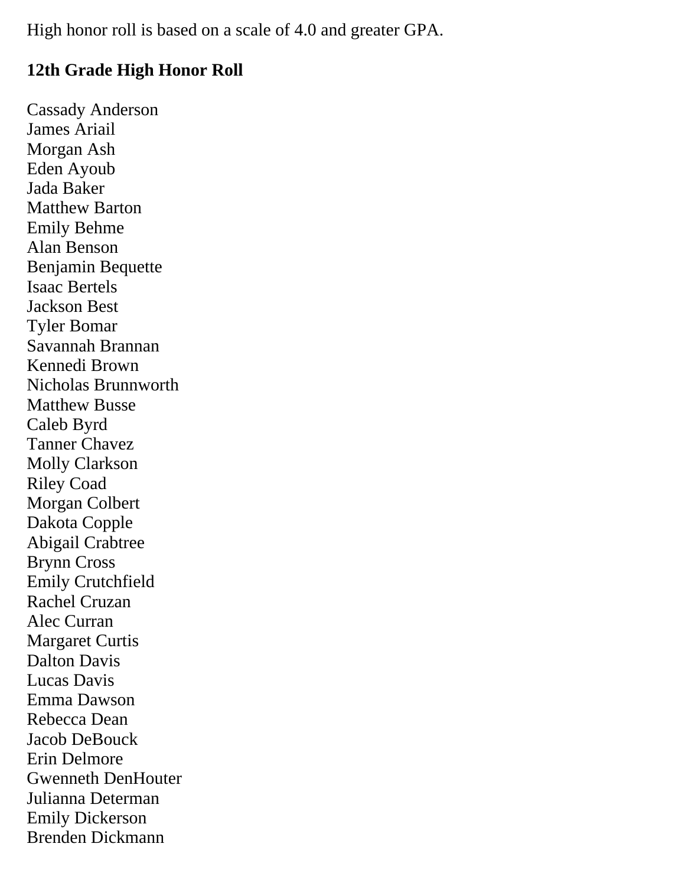High honor roll is based on a scale of 4.0 and greater GPA.

**12th Grade High Honor Roll**

Cassady Anderson
James Ariail
Morgan Ash
Eden Ayoub
Jada Baker
Matthew Barton
Emily Behme
Alan Benson
Benjamin Bequette
Isaac Bertels
Jackson Best
Tyler Bomar
Savannah Brannan
Kennedi Brown
Nicholas Brunnworth
Matthew Busse
Caleb Byrd
Tanner Chavez
Molly Clarkson
Riley Coad
Morgan Colbert
Dakota Copple
Abigail Crabtree
Brynn Cross
Emily Crutchfield
Rachel Cruzan
Alec Curran
Margaret Curtis
Dalton Davis
Lucas Davis
Emma Dawson
Rebecca Dean
Jacob DeBouck
Erin Delmore
Gwenneth DenHouter
Julianna Determan
Emily Dickerson
Brenden Dickmann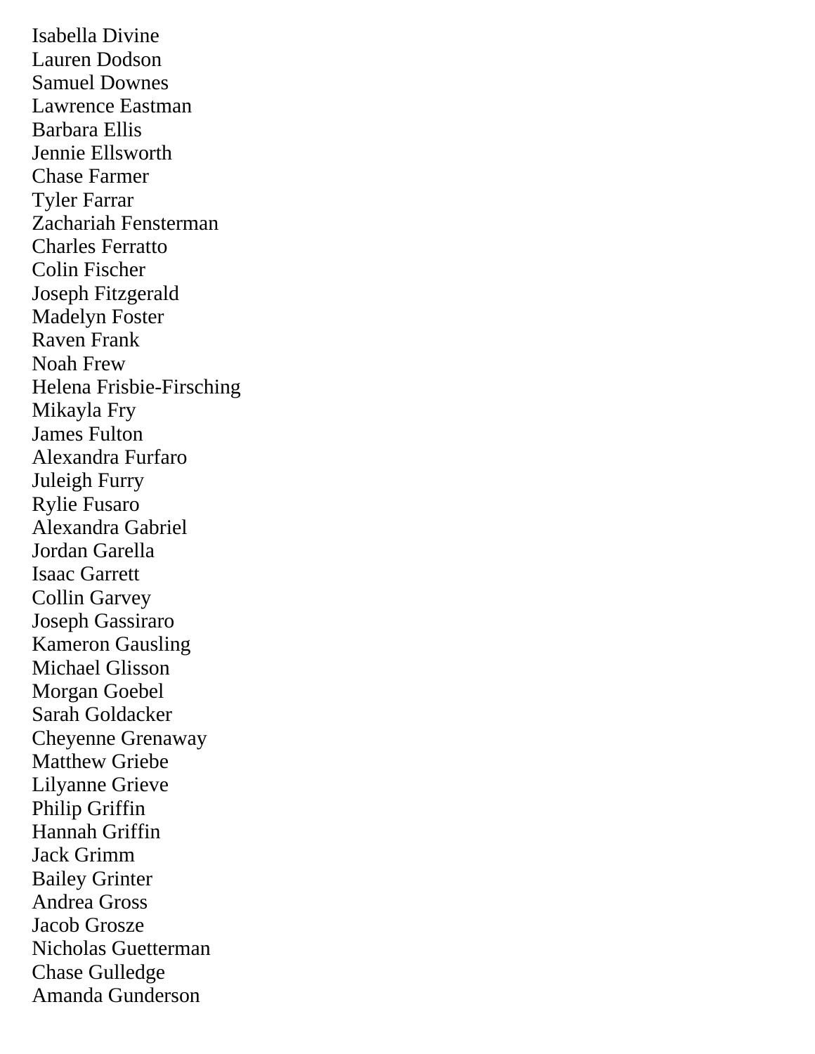Isabella Divine
Lauren Dodson
Samuel Downes
Lawrence Eastman
Barbara Ellis
Jennie Ellsworth
Chase Farmer
Tyler Farrar
Zachariah Fensterman
Charles Ferratto
Colin Fischer
Joseph Fitzgerald
Madelyn Foster
Raven Frank
Noah Frew
Helena Frisbie-Firsching
Mikayla Fry
James Fulton
Alexandra Furfaro
Juleigh Furry
Rylie Fusaro
Alexandra Gabriel
Jordan Garella
Isaac Garrett
Collin Garvey
Joseph Gassiraro
Kameron Gausling
Michael Glisson
Morgan Goebel
Sarah Goldacker
Cheyenne Grenaway
Matthew Griebe
Lilyanne Grieve
Philip Griffin
Hannah Griffin
Jack Grimm
Bailey Grinter
Andrea Gross
Jacob Grosze
Nicholas Guetterman
Chase Gulledge
Amanda Gunderson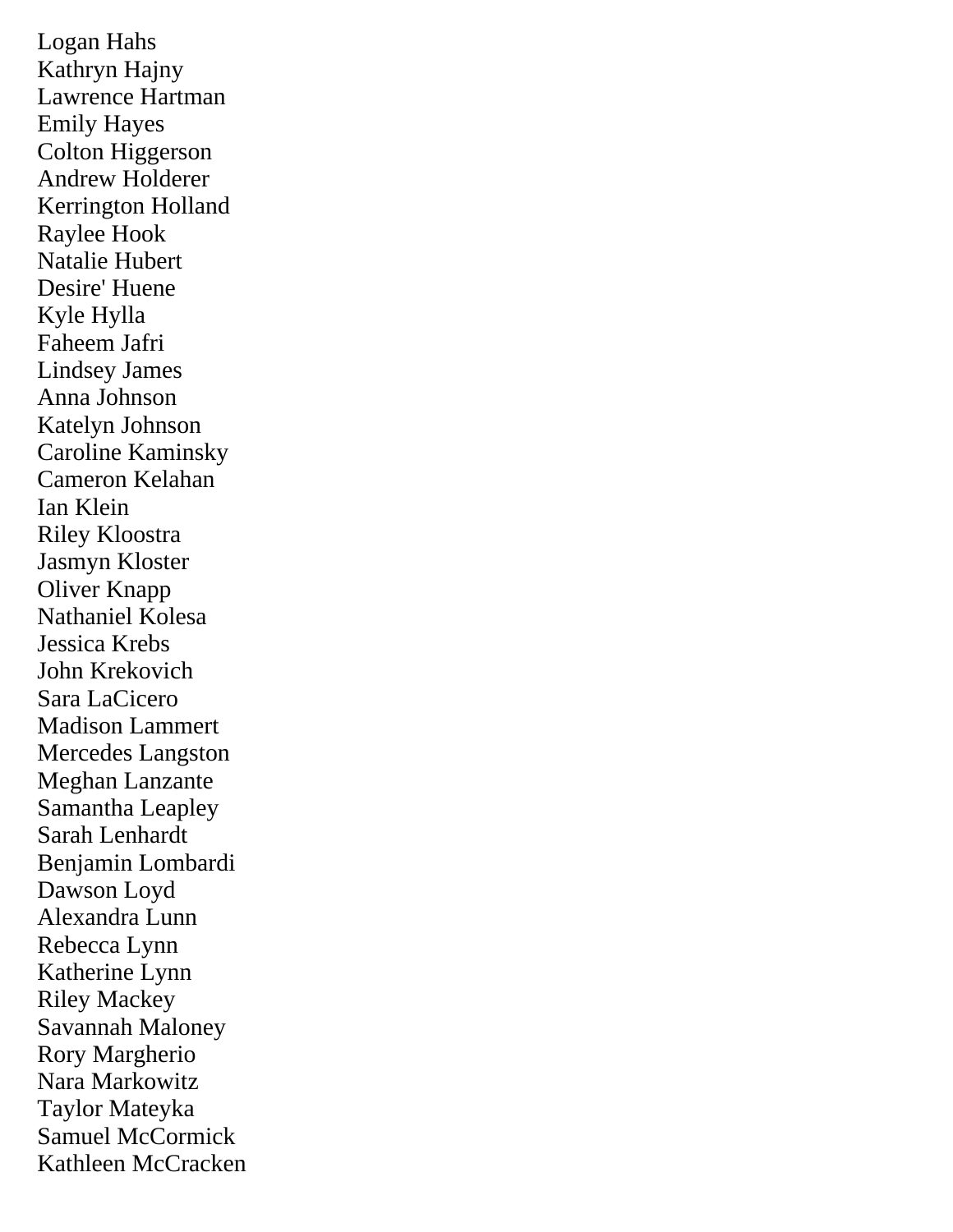Logan Hahs
Kathryn Hajny
Lawrence Hartman
Emily Hayes
Colton Higgerson
Andrew Holderer
Kerrington Holland
Raylee Hook
Natalie Hubert
Desire' Huene
Kyle Hylla
Faheem Jafri
Lindsey James
Anna Johnson
Katelyn Johnson
Caroline Kaminsky
Cameron Kelahan
Ian Klein
Riley Kloostra
Jasmyn Kloster
Oliver Knapp
Nathaniel Kolesa
Jessica Krebs
John Krekovich
Sara LaCicero
Madison Lammert
Mercedes Langston
Meghan Lanzante
Samantha Leapley
Sarah Lenhardt
Benjamin Lombardi
Dawson Loyd
Alexandra Lunn
Rebecca Lynn
Katherine Lynn
Riley Mackey
Savannah Maloney
Rory Margherio
Nara Markowitz
Taylor Mateyka
Samuel McCormick
Kathleen McCracken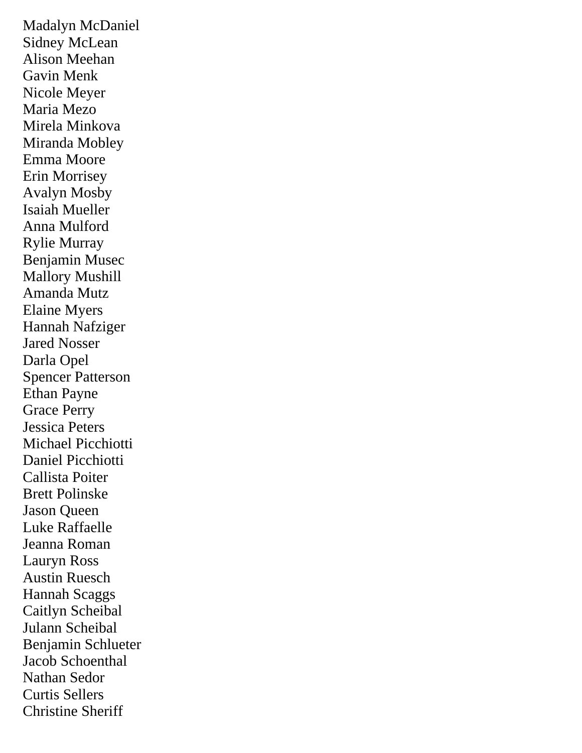Madalyn McDaniel
Sidney McLean
Alison Meehan
Gavin Menk
Nicole Meyer
Maria Mezo
Mirela Minkova
Miranda Mobley
Emma Moore
Erin Morrisey
Avalyn Mosby
Isaiah Mueller
Anna Mulford
Rylie Murray
Benjamin Musec
Mallory Mushill
Amanda Mutz
Elaine Myers
Hannah Nafziger
Jared Nosser
Darla Opel
Spencer Patterson
Ethan Payne
Grace Perry
Jessica Peters
Michael Picchiotti
Daniel Picchiotti
Callista Poiter
Brett Polinske
Jason Queen
Luke Raffaelle
Jeanna Roman
Lauryn Ross
Austin Ruesch
Hannah Scaggs
Caitlyn Scheibal
Julann Scheibal
Benjamin Schlueter
Jacob Schoenthal
Nathan Sedor
Curtis Sellers
Christine Sheriff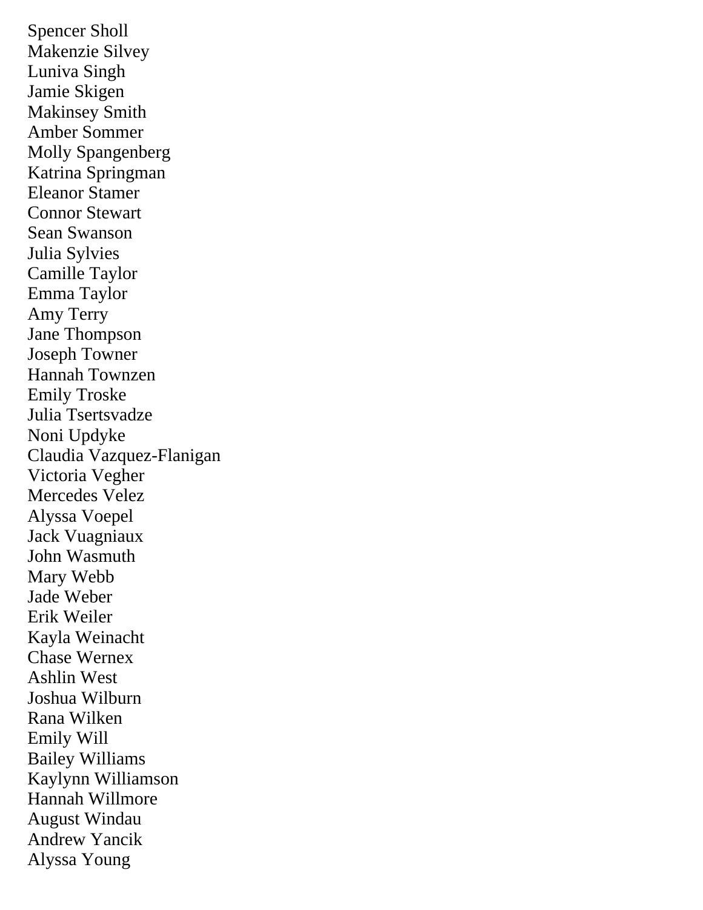Spencer Sholl
Makenzie Silvey
Luniva Singh
Jamie Skigen
Makinsey Smith
Amber Sommer
Molly Spangenberg
Katrina Springman
Eleanor Stamer
Connor Stewart
Sean Swanson
Julia Sylvies
Camille Taylor
Emma Taylor
Amy Terry
Jane Thompson
Joseph Towner
Hannah Townzen
Emily Troske
Julia Tsertsvadze
Noni Updyke
Claudia Vazquez-Flanigan
Victoria Vegher
Mercedes Velez
Alyssa Voepel
Jack Vuagniaux
John Wasmuth
Mary Webb
Jade Weber
Erik Weiler
Kayla Weinacht
Chase Wernex
Ashlin West
Joshua Wilburn
Rana Wilken
Emily Will
Bailey Williams
Kaylynn Williamson
Hannah Willmore
August Windau
Andrew Yancik
Alyssa Young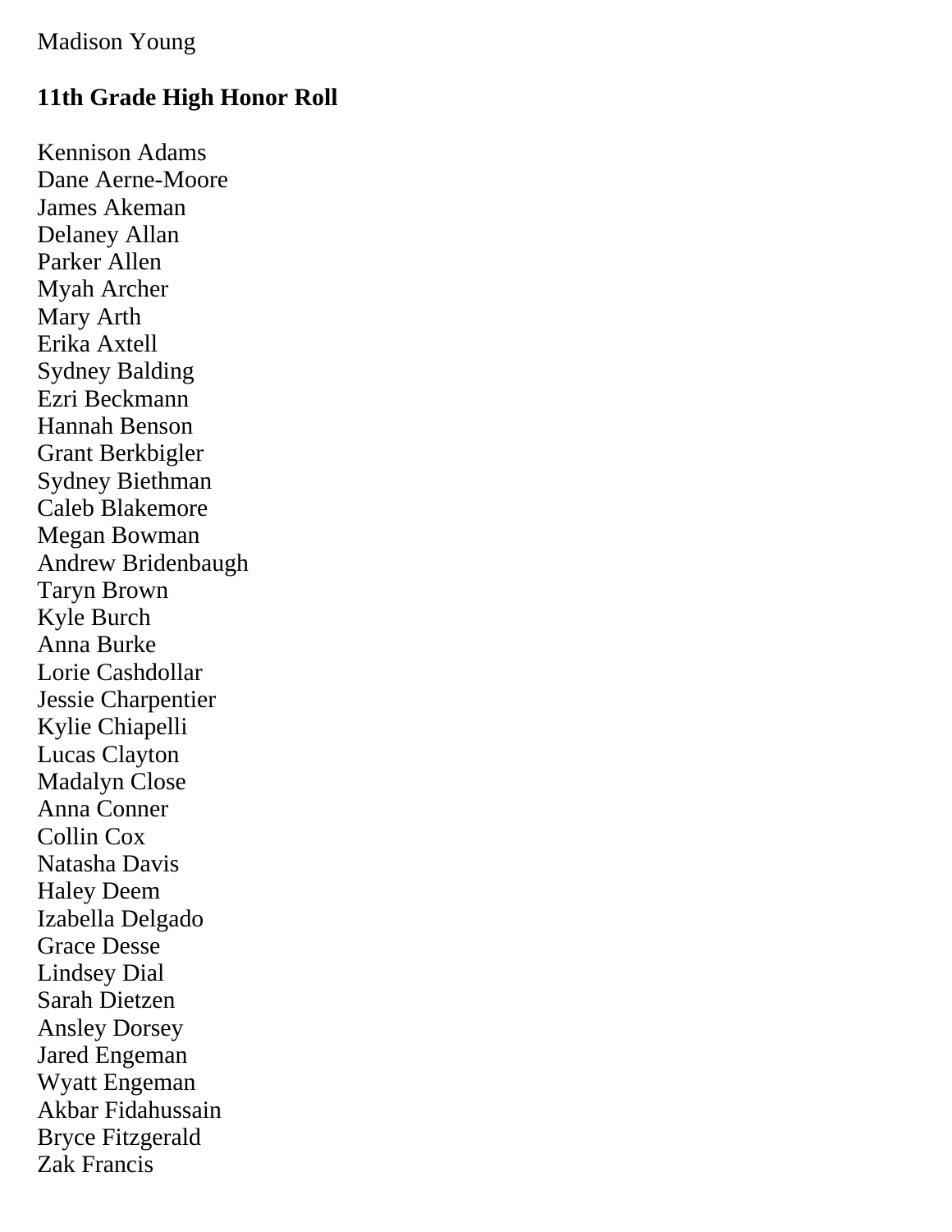Madison Young

**11th Grade High Honor Roll**

Kennison Adams
Dane Aerne-Moore
James Akeman
Delaney Allan
Parker Allen
Myah Archer
Mary Arth
Erika Axtell
Sydney Balding
Ezri Beckmann
Hannah Benson
Grant Berkbigler
Sydney Biethman
Caleb Blakemore
Megan Bowman
Andrew Bridenbaugh
Taryn Brown
Kyle Burch
Anna Burke
Lorie Cashdollar
Jessie Charpentier
Kylie Chiapelli
Lucas Clayton
Madalyn Close
Anna Conner
Collin Cox
Natasha Davis
Haley Deem
Izabella Delgado
Grace Desse
Lindsey Dial
Sarah Dietzen
Ansley Dorsey
Jared Engeman
Wyatt Engeman
Akbar Fidahussain
Bryce Fitzgerald
Zak Francis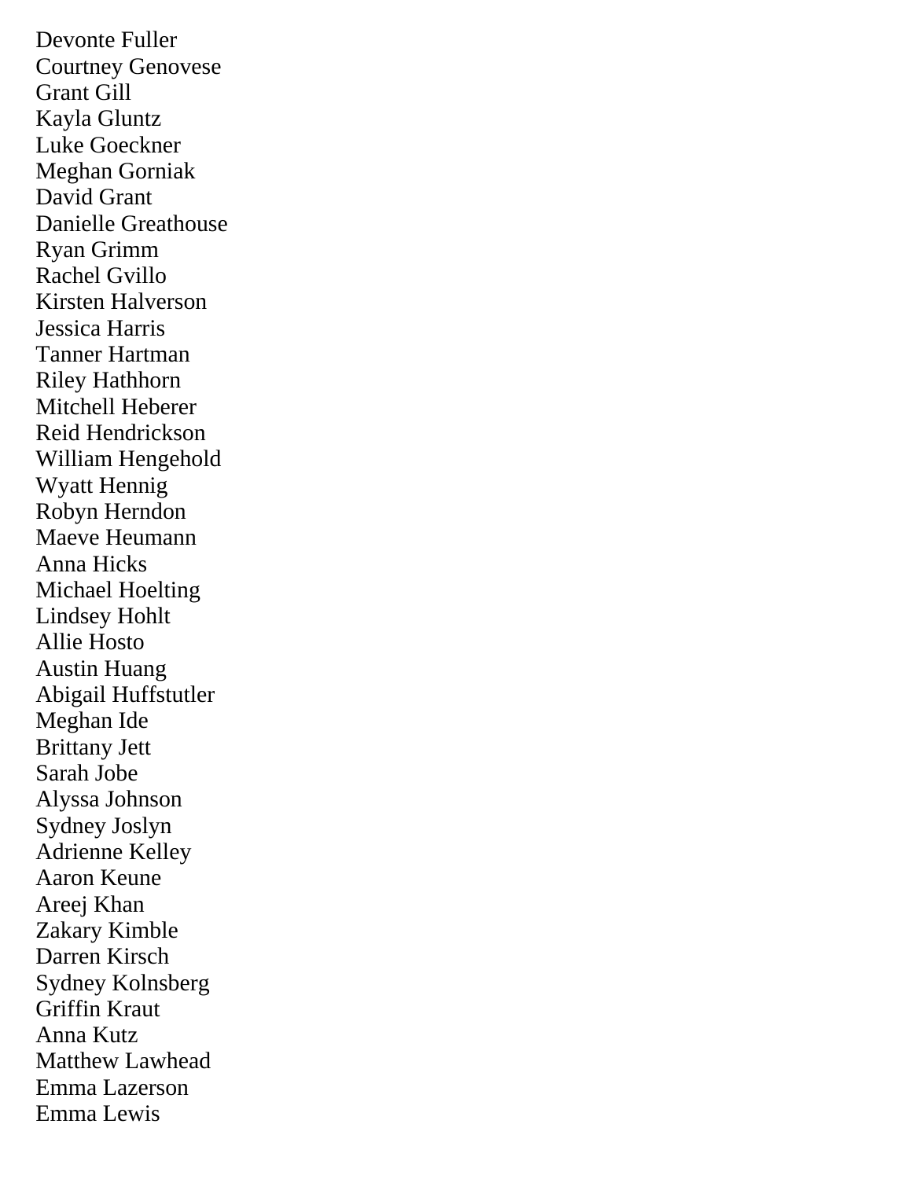Devonte Fuller
Courtney Genovese
Grant Gill
Kayla Gluntz
Luke Goeckner
Meghan Gorniak
David Grant
Danielle Greathouse
Ryan Grimm
Rachel Gvillo
Kirsten Halverson
Jessica Harris
Tanner Hartman
Riley Hathhorn
Mitchell Heberer
Reid Hendrickson
William Hengehold
Wyatt Hennig
Robyn Herndon
Maeve Heumann
Anna Hicks
Michael Hoelting
Lindsey Hohlt
Allie Hosto
Austin Huang
Abigail Huffstutler
Meghan Ide
Brittany Jett
Sarah Jobe
Alyssa Johnson
Sydney Joslyn
Adrienne Kelley
Aaron Keune
Areej Khan
Zakary Kimble
Darren Kirsch
Sydney Kolnsberg
Griffin Kraut
Anna Kutz
Matthew Lawhead
Emma Lazerson
Emma Lewis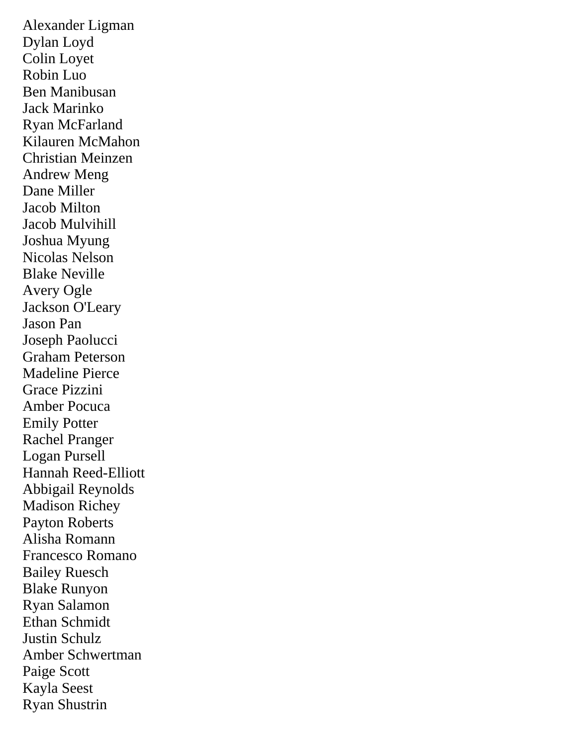Alexander Ligman
Dylan Loyd
Colin Loyet
Robin Luo
Ben Manibusan
Jack Marinko
Ryan McFarland
Kilauren McMahon
Christian Meinzen
Andrew Meng
Dane Miller
Jacob Milton
Jacob Mulvihill
Joshua Myung
Nicolas Nelson
Blake Neville
Avery Ogle
Jackson O'Leary
Jason Pan
Joseph Paolucci
Graham Peterson
Madeline Pierce
Grace Pizzini
Amber Pocuca
Emily Potter
Rachel Pranger
Logan Pursell
Hannah Reed-Elliott
Abbigail Reynolds
Madison Richey
Payton Roberts
Alisha Romann
Francesco Romano
Bailey Ruesch
Blake Runyon
Ryan Salamon
Ethan Schmidt
Justin Schulz
Amber Schwertman
Paige Scott
Kayla Seest
Ryan Shustrin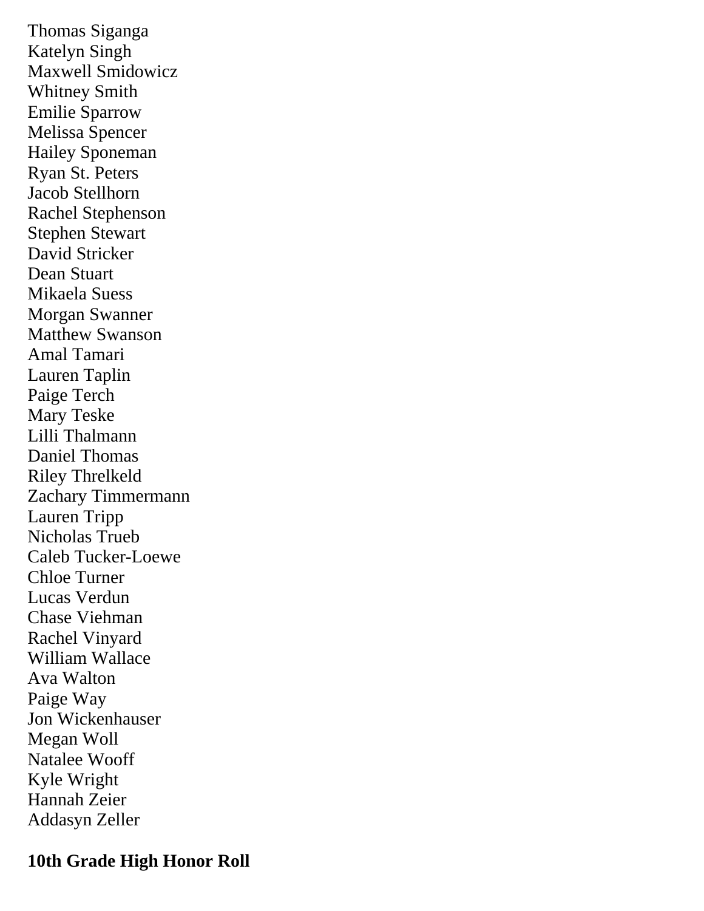Thomas Siganga
Katelyn Singh
Maxwell Smidowicz
Whitney Smith
Emilie Sparrow
Melissa Spencer
Hailey Sponeman
Ryan St. Peters
Jacob Stellhorn
Rachel Stephenson
Stephen Stewart
David Stricker
Dean Stuart
Mikaela Suess
Morgan Swanner
Matthew Swanson
Amal Tamari
Lauren Taplin
Paige Terch
Mary Teske
Lilli Thalmann
Daniel Thomas
Riley Threlkeld
Zachary Timmermann
Lauren Tripp
Nicholas Trueb
Caleb Tucker-Loewe
Chloe Turner
Lucas Verdun
Chase Viehman
Rachel Vinyard
William Wallace
Ava Walton
Paige Way
Jon Wickenhauser
Megan Woll
Natalee Wooff
Kyle Wright
Hannah Zeier
Addasyn Zeller

**10th Grade High Honor Roll**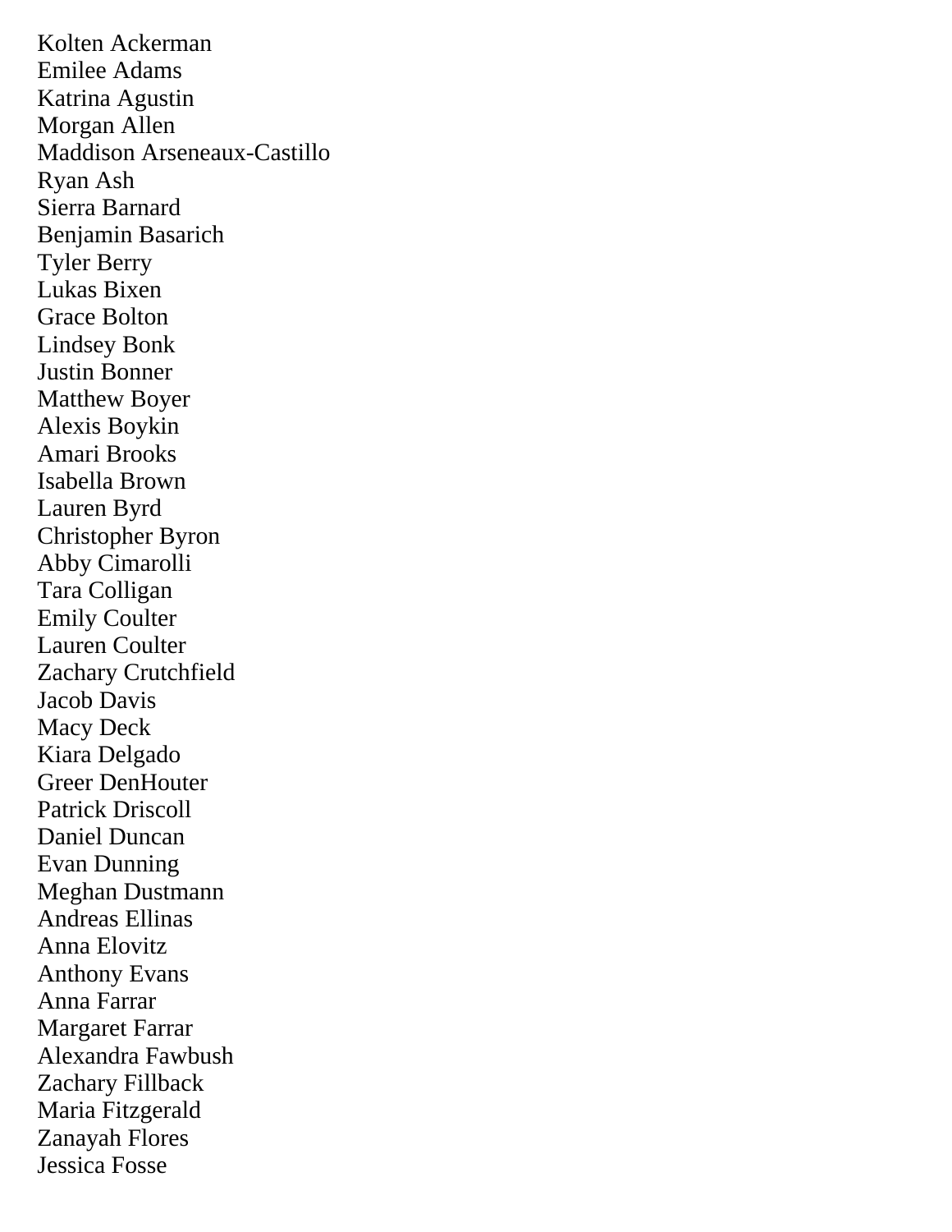Kolten Ackerman
Emilee Adams
Katrina Agustin
Morgan Allen
Maddison Arseneaux-Castillo
Ryan Ash
Sierra Barnard
Benjamin Basarich
Tyler Berry
Lukas Bixen
Grace Bolton
Lindsey Bonk
Justin Bonner
Matthew Boyer
Alexis Boykin
Amari Brooks
Isabella Brown
Lauren Byrd
Christopher Byron
Abby Cimarolli
Tara Colligan
Emily Coulter
Lauren Coulter
Zachary Crutchfield
Jacob Davis
Macy Deck
Kiara Delgado
Greer DenHouter
Patrick Driscoll
Daniel Duncan
Evan Dunning
Meghan Dustmann
Andreas Ellinas
Anna Elovitz
Anthony Evans
Anna Farrar
Margaret Farrar
Alexandra Fawbush
Zachary Fillback
Maria Fitzgerald
Zanayah Flores
Jessica Fosse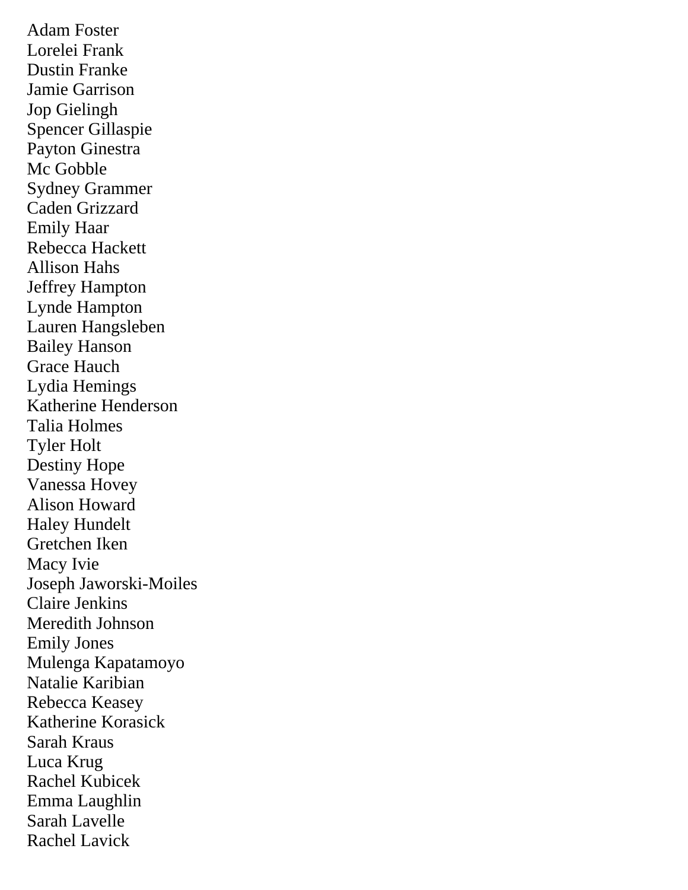Adam Foster
Lorelei Frank
Dustin Franke
Jamie Garrison
Jop Gielingh
Spencer Gillaspie
Payton Ginestra
Mc Gobble
Sydney Grammer
Caden Grizzard
Emily Haar
Rebecca Hackett
Allison Hahs
Jeffrey Hampton
Lynde Hampton
Lauren Hangsleben
Bailey Hanson
Grace Hauch
Lydia Hemings
Katherine Henderson
Talia Holmes
Tyler Holt
Destiny Hope
Vanessa Hovey
Alison Howard
Haley Hundelt
Gretchen Iken
Macy Ivie
Joseph Jaworski-Moiles
Claire Jenkins
Meredith Johnson
Emily Jones
Mulenga Kapatamoyo
Natalie Karibian
Rebecca Keasey
Katherine Korasick
Sarah Kraus
Luca Krug
Rachel Kubicek
Emma Laughlin
Sarah Lavelle
Rachel Lavick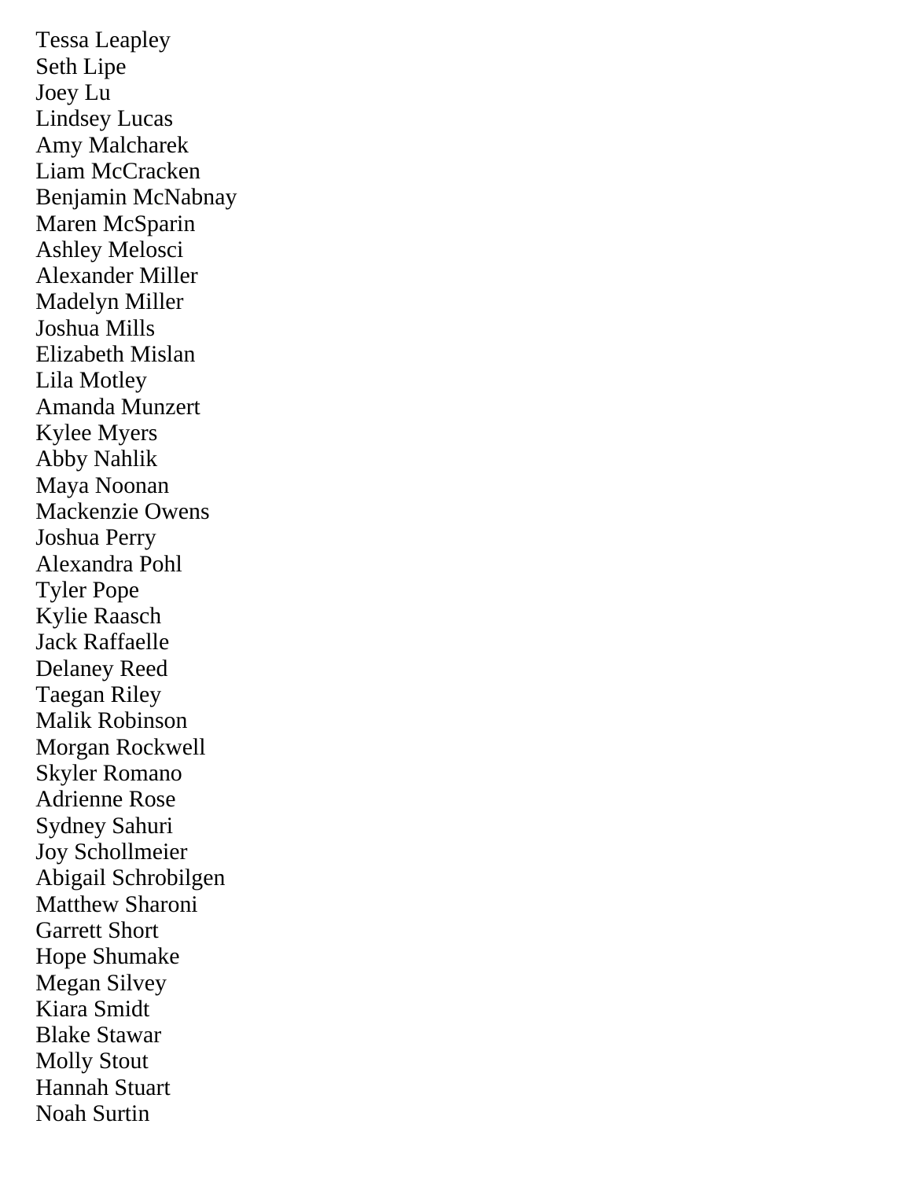Tessa Leapley
Seth Lipe
Joey Lu
Lindsey Lucas
Amy Malcharek
Liam McCracken
Benjamin McNabnay
Maren McSparin
Ashley Melosci
Alexander Miller
Madelyn Miller
Joshua Mills
Elizabeth Mislan
Lila Motley
Amanda Munzert
Kylee Myers
Abby Nahlik
Maya Noonan
Mackenzie Owens
Joshua Perry
Alexandra Pohl
Tyler Pope
Kylie Raasch
Jack Raffaelle
Delaney Reed
Taegan Riley
Malik Robinson
Morgan Rockwell
Skyler Romano
Adrienne Rose
Sydney Sahuri
Joy Schollmeier
Abigail Schrobilgen
Matthew Sharoni
Garrett Short
Hope Shumake
Megan Silvey
Kiara Smidt
Blake Stawar
Molly Stout
Hannah Stuart
Noah Surtin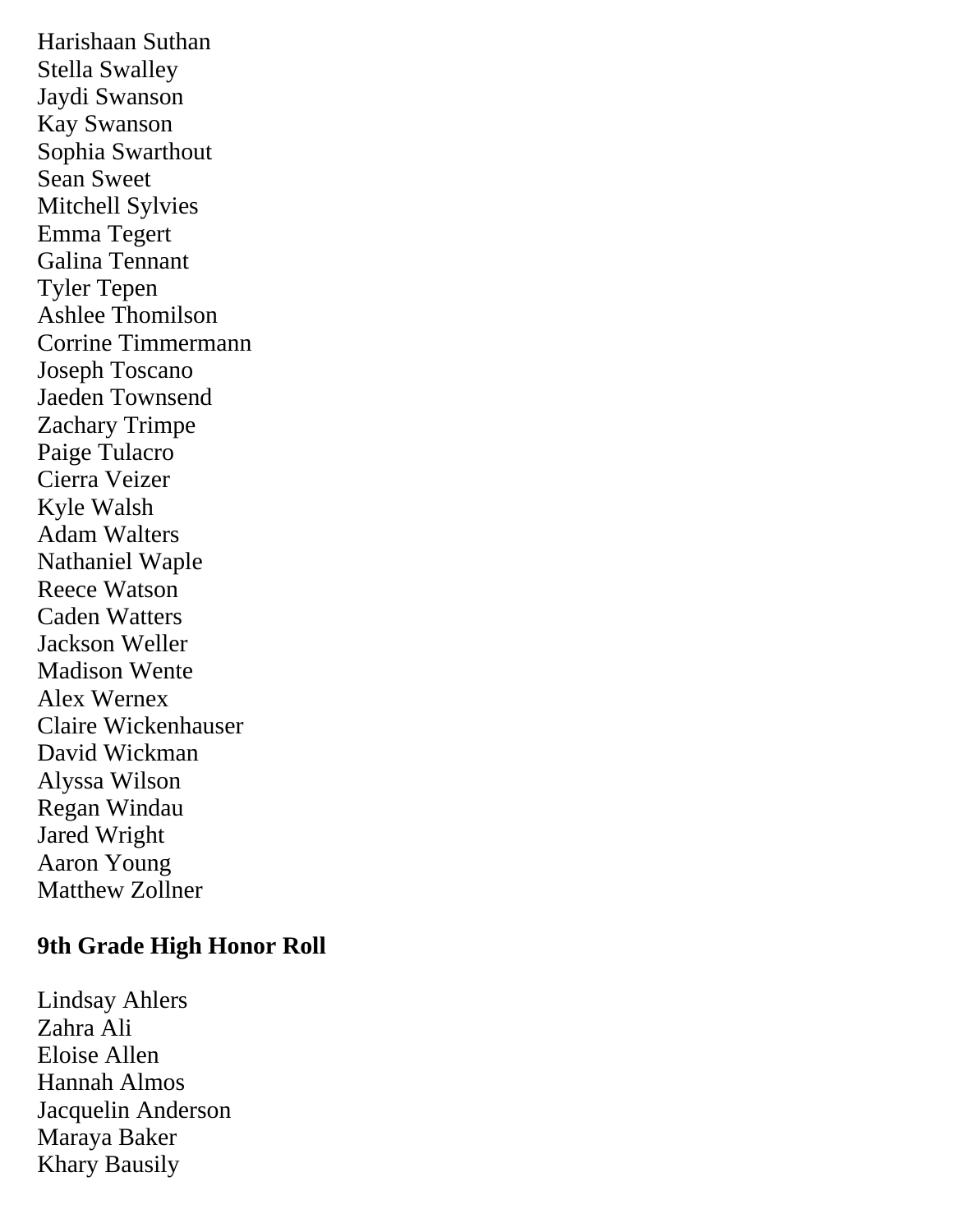Harishaan Suthan
Stella Swalley
Jaydi Swanson
Kay Swanson
Sophia Swarthout
Sean Sweet
Mitchell Sylvies
Emma Tegert
Galina Tennant
Tyler Tepen
Ashlee Thomilson
Corrine Timmermann
Joseph Toscano
Jaeden Townsend
Zachary Trimpe
Paige Tulacro
Cierra Veizer
Kyle Walsh
Adam Walters
Nathaniel Waple
Reece Watson
Caden Watters
Jackson Weller
Madison Wente
Alex Wernex
Claire Wickenhauser
David Wickman
Alyssa Wilson
Regan Windau
Jared Wright
Aaron Young
Matthew Zollner

**9th Grade High Honor Roll**

Lindsay Ahlers
Zahra Ali
Eloise Allen
Hannah Almos
Jacquelin Anderson
Maraya Baker
Khary Bausily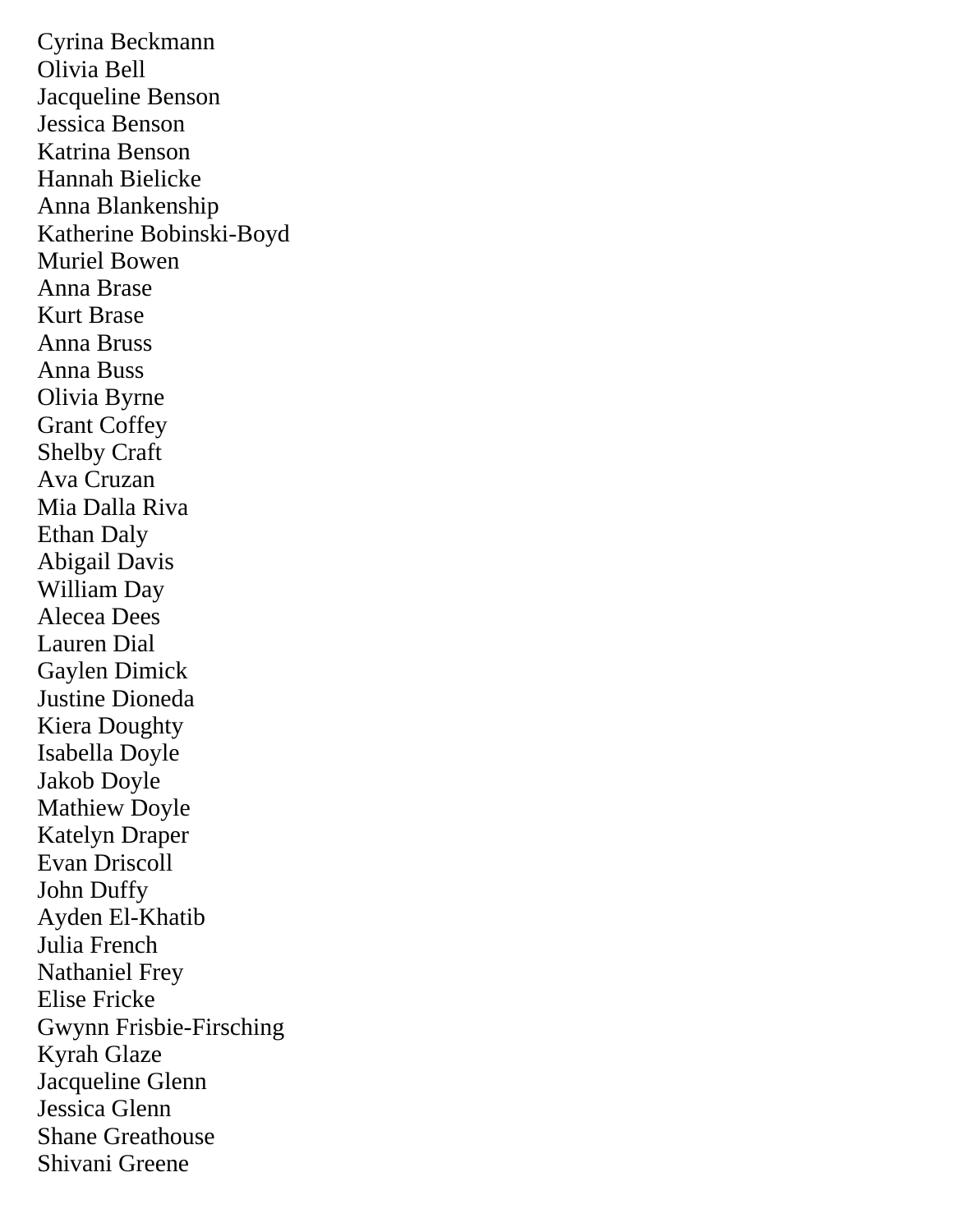Cyrina Beckmann
Olivia Bell
Jacqueline Benson
Jessica Benson
Katrina Benson
Hannah Bielicke
Anna Blankenship
Katherine Bobinski-Boyd
Muriel Bowen
Anna Brase
Kurt Brase
Anna Bruss
Anna Buss
Olivia Byrne
Grant Coffey
Shelby Craft
Ava Cruzan
Mia Dalla Riva
Ethan Daly
Abigail Davis
William Day
Alecea Dees
Lauren Dial
Gaylen Dimick
Justine Dioneda
Kiera Doughty
Isabella Doyle
Jakob Doyle
Mathiew Doyle
Katelyn Draper
Evan Driscoll
John Duffy
Ayden El-Khatib
Julia French
Nathaniel Frey
Elise Fricke
Gwynn Frisbie-Firsching
Kyrah Glaze
Jacqueline Glenn
Jessica Glenn
Shane Greathouse
Shivani Greene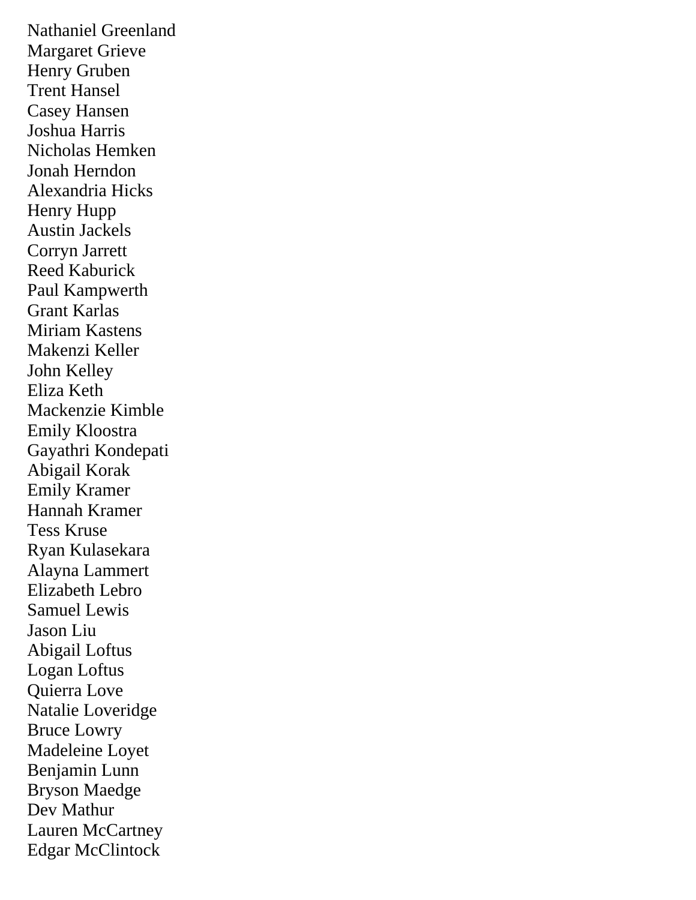Nathaniel Greenland
Margaret Grieve
Henry Gruben
Trent Hansel
Casey Hansen
Joshua Harris
Nicholas Hemken
Jonah Herndon
Alexandria Hicks
Henry Hupp
Austin Jackels
Corryn Jarrett
Reed Kaburick
Paul Kampwerth
Grant Karlas
Miriam Kastens
Makenzi Keller
John Kelley
Eliza Keth
Mackenzie Kimble
Emily Kloostra
Gayathri Kondepati
Abigail Korak
Emily Kramer
Hannah Kramer
Tess Kruse
Ryan Kulasekara
Alayna Lammert
Elizabeth Lebro
Samuel Lewis
Jason Liu
Abigail Loftus
Logan Loftus
Quierra Love
Natalie Loveridge
Bruce Lowry
Madeleine Loyet
Benjamin Lunn
Bryson Maedge
Dev Mathur
Lauren McCartney
Edgar McClintock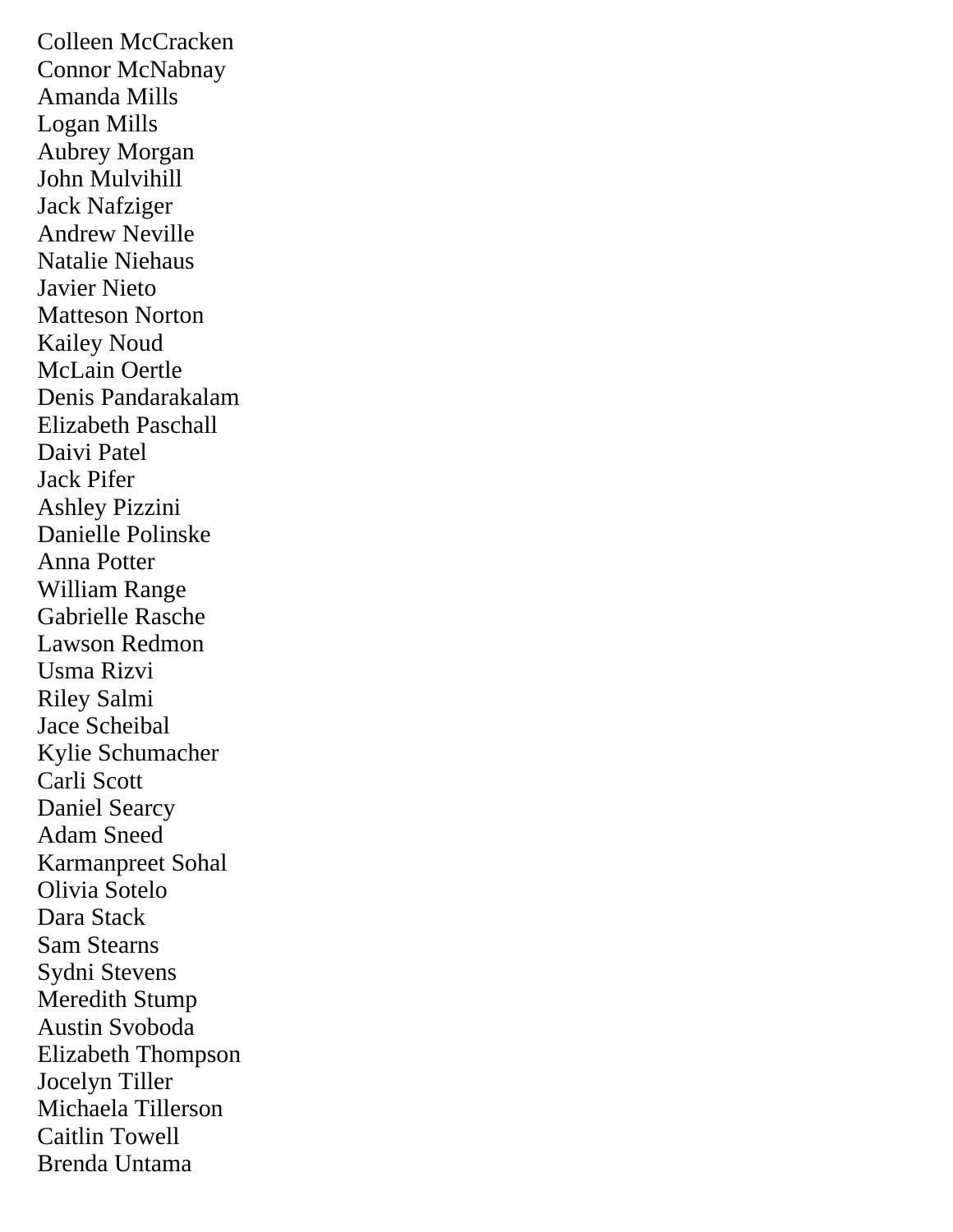Colleen McCracken
Connor McNabnay
Amanda Mills
Logan Mills
Aubrey Morgan
John Mulvihill
Jack Nafziger
Andrew Neville
Natalie Niehaus
Javier Nieto
Matteson Norton
Kailey Noud
McLain Oertle
Denis Pandarakalam
Elizabeth Paschall
Daivi Patel
Jack Pifer
Ashley Pizzini
Danielle Polinske
Anna Potter
William Range
Gabrielle Rasche
Lawson Redmon
Usma Rizvi
Riley Salmi
Jace Scheibal
Kylie Schumacher
Carli Scott
Daniel Searcy
Adam Sneed
Karmanpreet Sohal
Olivia Sotelo
Dara Stack
Sam Stearns
Sydni Stevens
Meredith Stump
Austin Svoboda
Elizabeth Thompson
Jocelyn Tiller
Michaela Tillerson
Caitlin Towell
Brenda Untama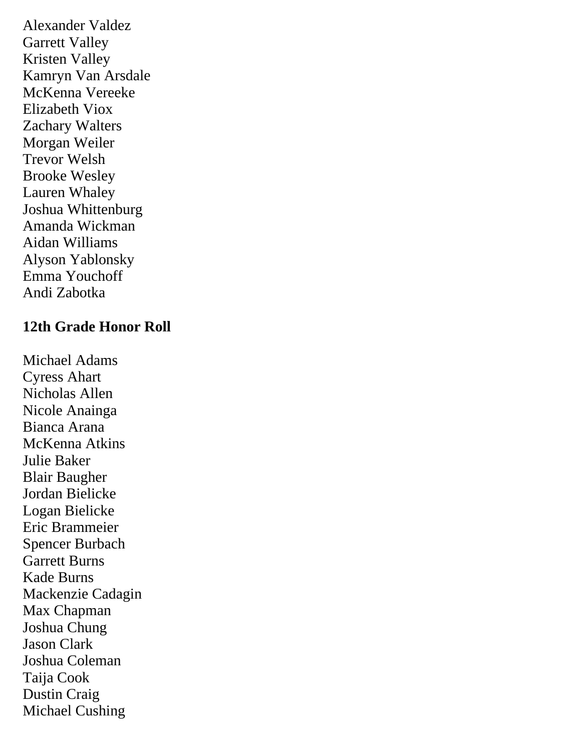Alexander Valdez
Garrett Valley
Kristen Valley
Kamryn Van Arsdale
McKenna Vereeke
Elizabeth Viox
Zachary Walters
Morgan Weiler
Trevor Welsh
Brooke Wesley
Lauren Whaley
Joshua Whittenburg
Amanda Wickman
Aidan Williams
Alyson Yablonsky
Emma Youchoff
Andi Zabotka

**12th Grade Honor Roll**

Michael Adams
Cyress Ahart
Nicholas Allen
Nicole Anainga
Bianca Arana
McKenna Atkins
Julie Baker
Blair Baugher
Jordan Bielicke
Logan Bielicke
Eric Brammeier
Spencer Burbach
Garrett Burns
Kade Burns
Mackenzie Cadagin
Max Chapman
Joshua Chung
Jason Clark
Joshua Coleman
Taija Cook
Dustin Craig
Michael Cushing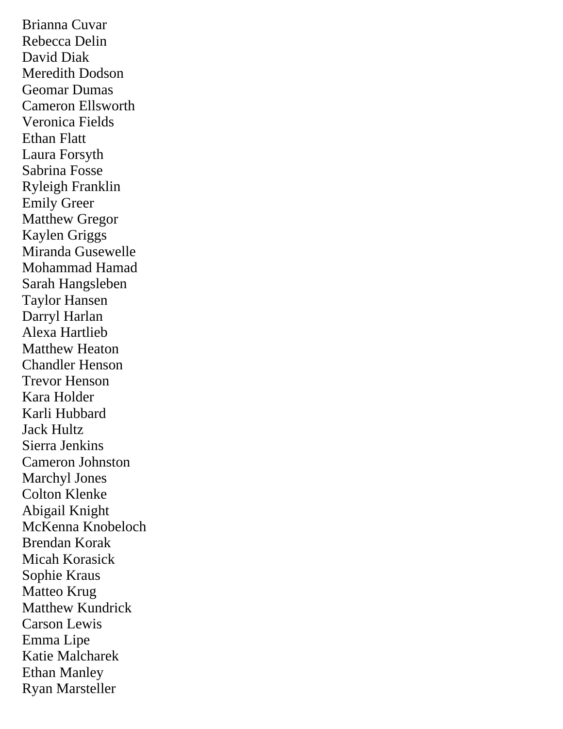Brianna Cuvar
Rebecca Delin
David Diak
Meredith Dodson
Geomar Dumas
Cameron Ellsworth
Veronica Fields
Ethan Flatt
Laura Forsyth
Sabrina Fosse
Ryleigh Franklin
Emily Greer
Matthew Gregor
Kaylen Griggs
Miranda Gusewelle
Mohammad Hamad
Sarah Hangsleben
Taylor Hansen
Darryl Harlan
Alexa Hartlieb
Matthew Heaton
Chandler Henson
Trevor Henson
Kara Holder
Karli Hubbard
Jack Hultz
Sierra Jenkins
Cameron Johnston
Marchyl Jones
Colton Klenke
Abigail Knight
McKenna Knobeloch
Brendan Korak
Micah Korasick
Sophie Kraus
Matteo Krug
Matthew Kundrick
Carson Lewis
Emma Lipe
Katie Malcharek
Ethan Manley
Ryan Marsteller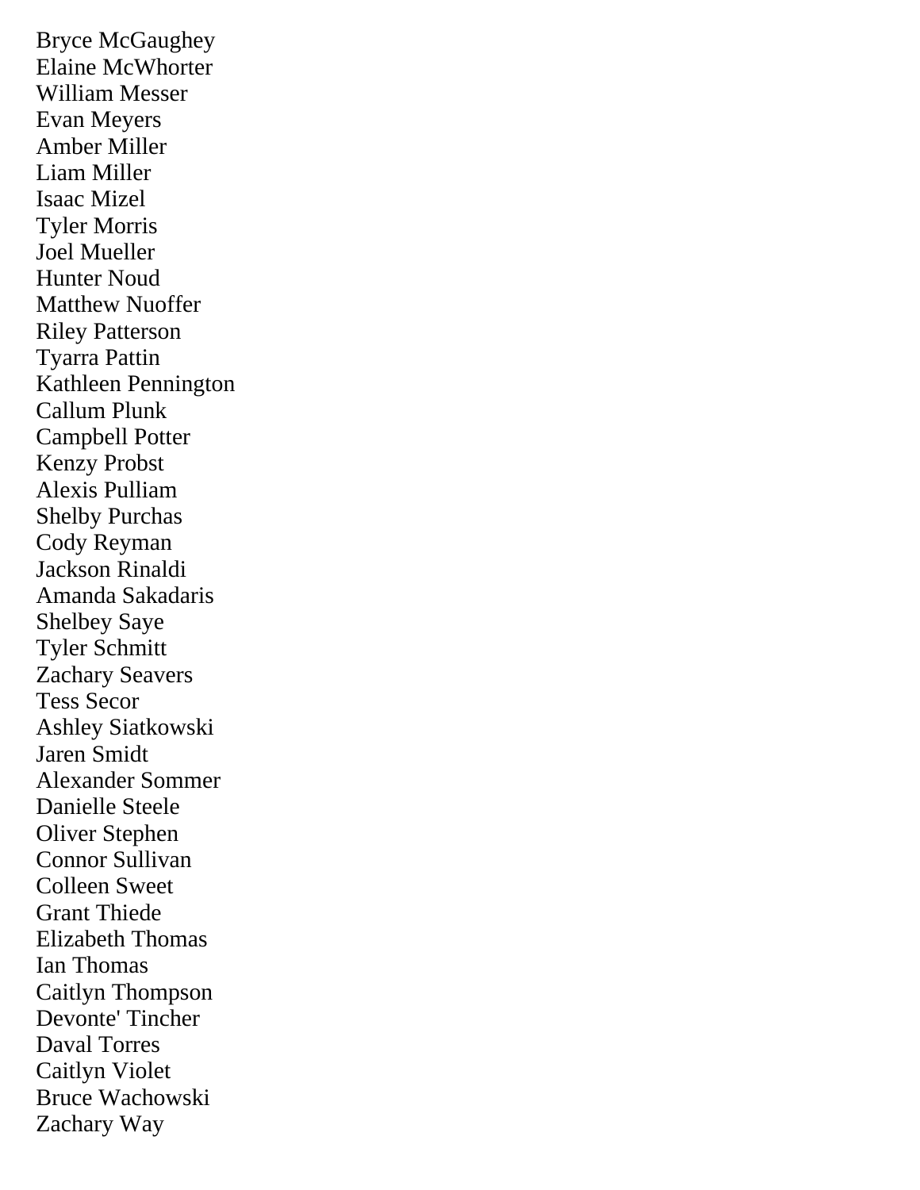Bryce McGaughey
Elaine McWhorter
William Messer
Evan Meyers
Amber Miller
Liam Miller
Isaac Mizel
Tyler Morris
Joel Mueller
Hunter Noud
Matthew Nuoffer
Riley Patterson
Tyarra Pattin
Kathleen Pennington
Callum Plunk
Campbell Potter
Kenzy Probst
Alexis Pulliam
Shelby Purchas
Cody Reyman
Jackson Rinaldi
Amanda Sakadaris
Shelbey Saye
Tyler Schmitt
Zachary Seavers
Tess Secor
Ashley Siatkowski
Jaren Smidt
Alexander Sommer
Danielle Steele
Oliver Stephen
Connor Sullivan
Colleen Sweet
Grant Thiede
Elizabeth Thomas
Ian Thomas
Caitlyn Thompson
Devonte' Tincher
Daval Torres
Caitlyn Violet
Bruce Wachowski
Zachary Way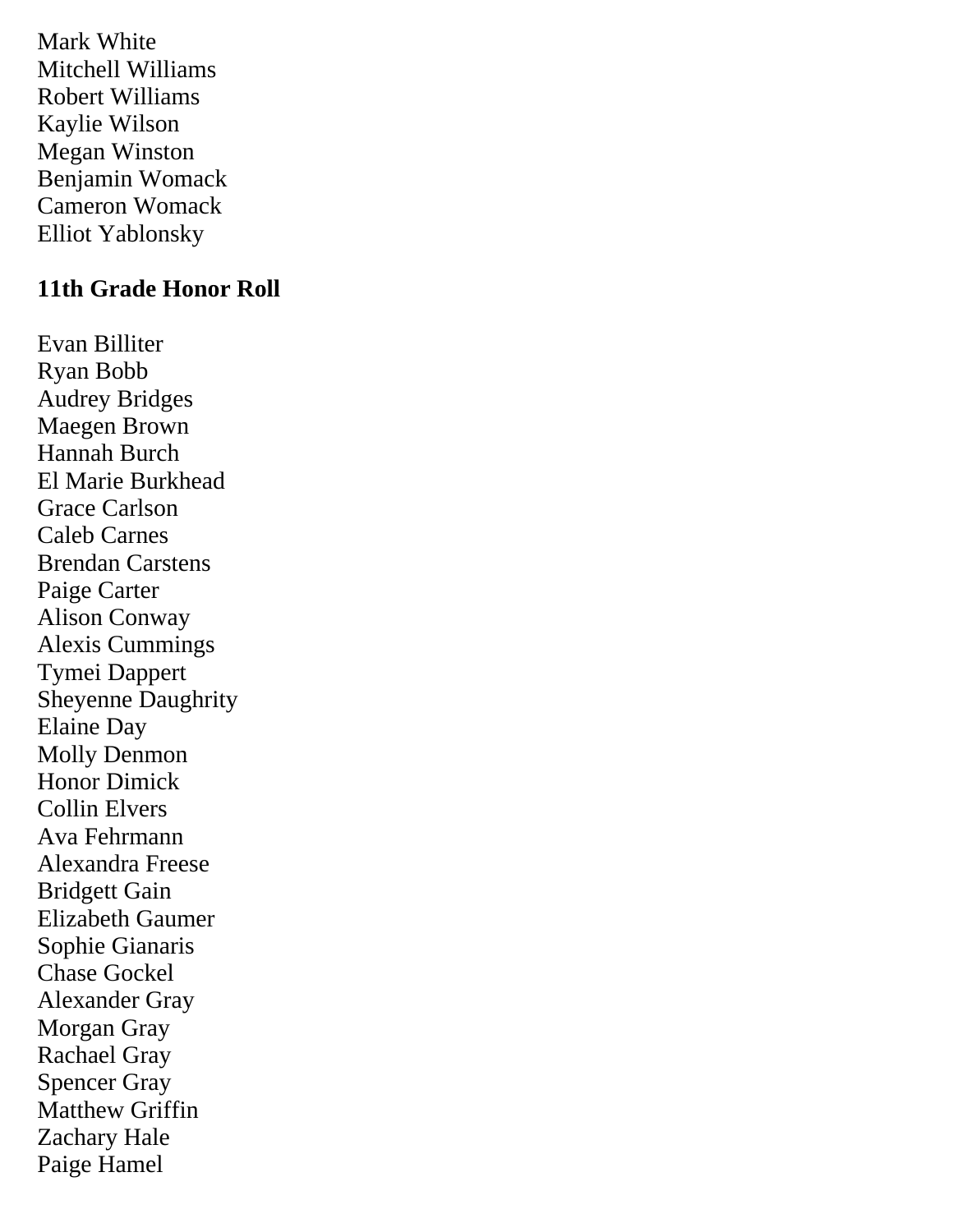Mark White
Mitchell Williams
Robert Williams
Kaylie Wilson
Megan Winston
Benjamin Womack
Cameron Womack
Elliot Yablonsky

**11th Grade Honor Roll**

Evan Billiter
Ryan Bobb
Audrey Bridges
Maegen Brown
Hannah Burch
El Marie Burkhead
Grace Carlson
Caleb Carnes
Brendan Carstens
Paige Carter
Alison Conway
Alexis Cummings
Tymei Dappert
Sheyenne Daughrity
Elaine Day
Molly Denmon
Honor Dimick
Collin Elvers
Ava Fehrmann
Alexandra Freese
Bridgett Gain
Elizabeth Gaumer
Sophie Gianaris
Chase Gockel
Alexander Gray
Morgan Gray
Rachael Gray
Spencer Gray
Matthew Griffin
Zachary Hale
Paige Hamel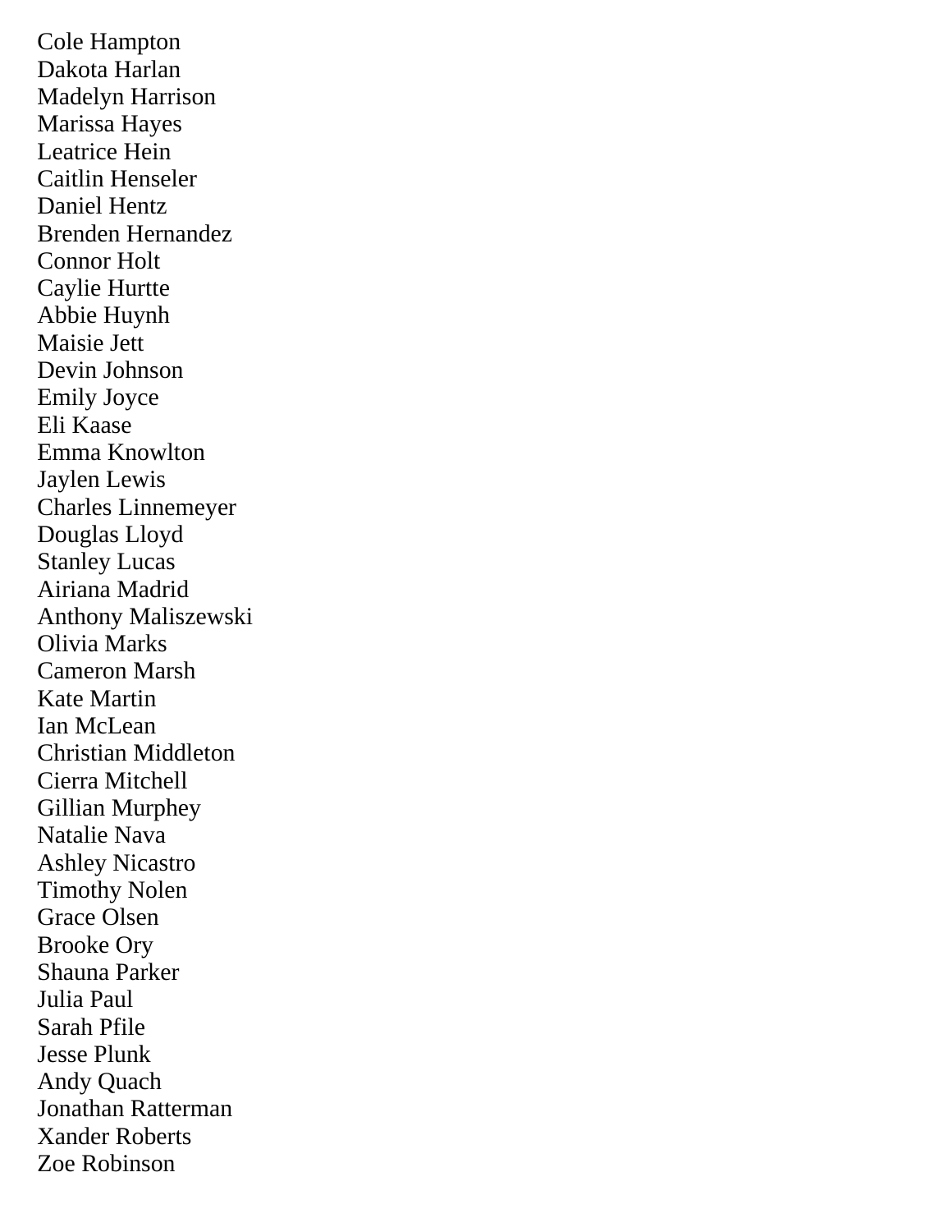Cole Hampton
Dakota Harlan
Madelyn Harrison
Marissa Hayes
Leatrice Hein
Caitlin Henseler
Daniel Hentz
Brenden Hernandez
Connor Holt
Caylie Hurtte
Abbie Huynh
Maisie Jett
Devin Johnson
Emily Joyce
Eli Kaase
Emma Knowlton
Jaylen Lewis
Charles Linnemeyer
Douglas Lloyd
Stanley Lucas
Airiana Madrid
Anthony Maliszewski
Olivia Marks
Cameron Marsh
Kate Martin
Ian McLean
Christian Middleton
Cierra Mitchell
Gillian Murphey
Natalie Nava
Ashley Nicastro
Timothy Nolen
Grace Olsen
Brooke Ory
Shauna Parker
Julia Paul
Sarah Pfile
Jesse Plunk
Andy Quach
Jonathan Ratterman
Xander Roberts
Zoe Robinson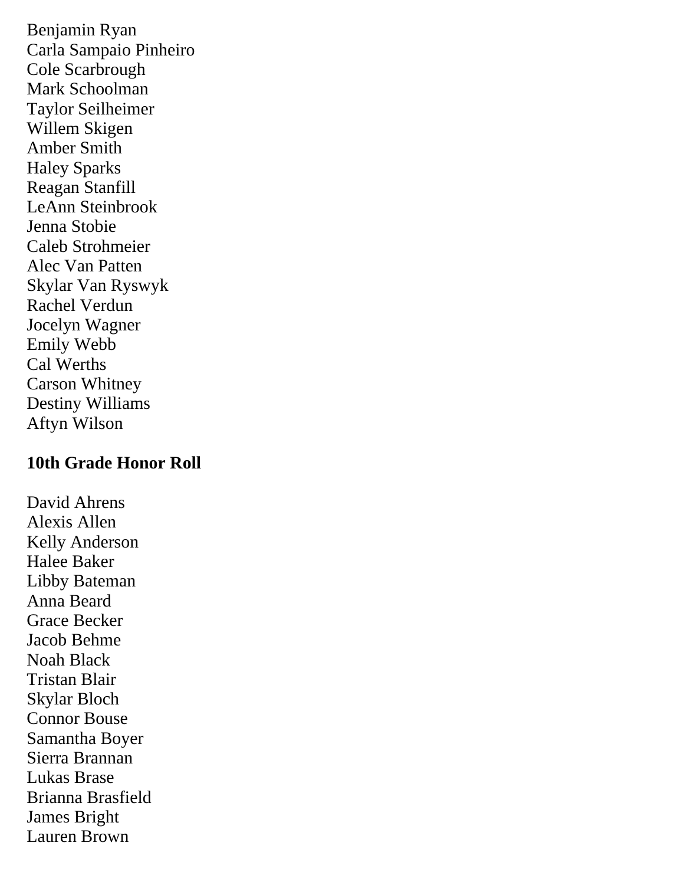Benjamin Ryan
Carla Sampaio Pinheiro
Cole Scarbrough
Mark Schoolman
Taylor Seilheimer
Willem Skigen
Amber Smith
Haley Sparks
Reagan Stanfill
LeAnn Steinbrook
Jenna Stobie
Caleb Strohmeier
Alec Van Patten
Skylar Van Ryswyk
Rachel Verdun
Jocelyn Wagner
Emily Webb
Cal Werths
Carson Whitney
Destiny Williams
Aftyn Wilson

**10th Grade Honor Roll**

David Ahrens
Alexis Allen
Kelly Anderson
Halee Baker
Libby Bateman
Anna Beard
Grace Becker
Jacob Behme
Noah Black
Tristan Blair
Skylar Bloch
Connor Bouse
Samantha Boyer
Sierra Brannan
Lukas Brase
Brianna Brasfield
James Bright
Lauren Brown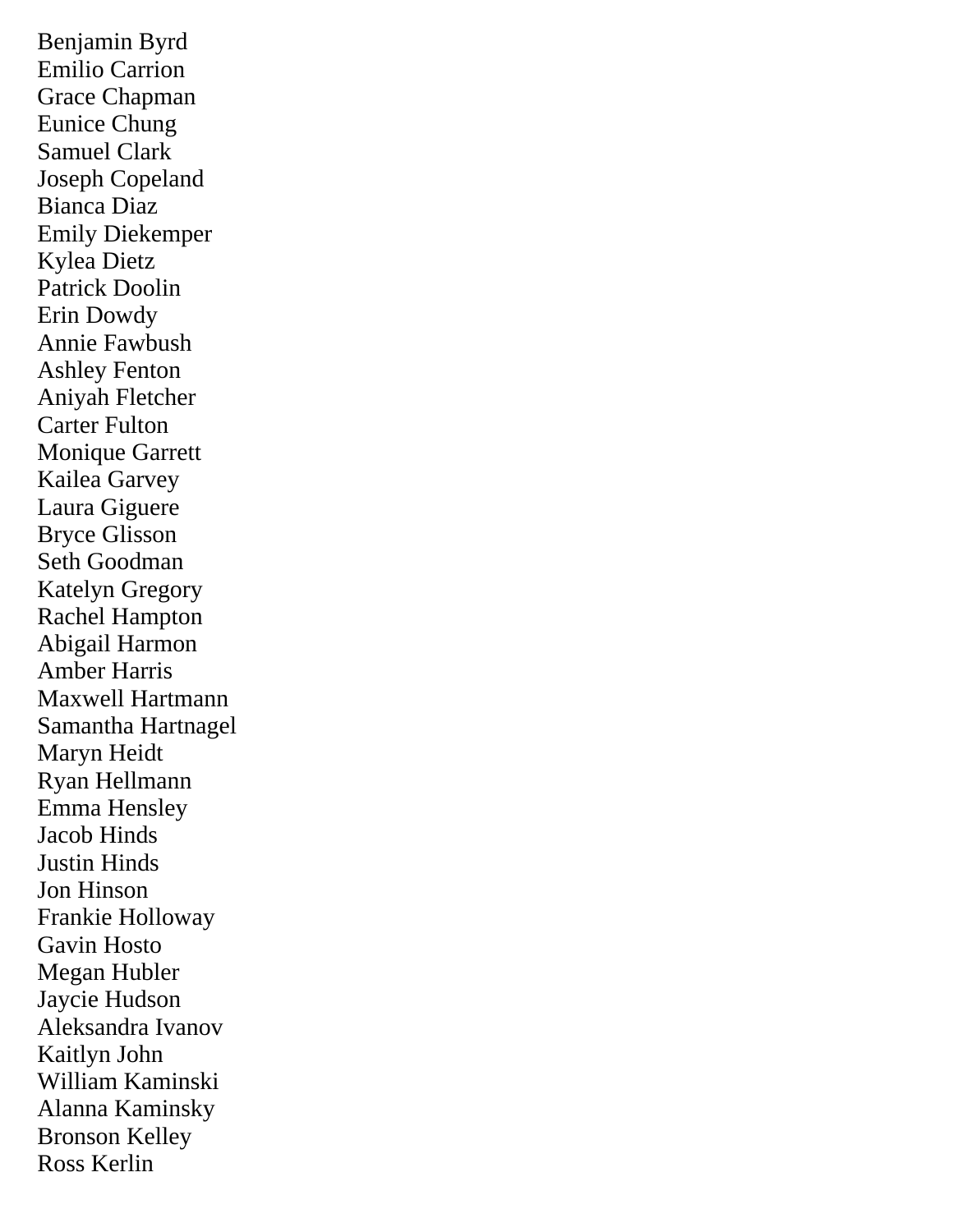Benjamin Byrd
Emilio Carrion
Grace Chapman
Eunice Chung
Samuel Clark
Joseph Copeland
Bianca Diaz
Emily Diekemper
Kylea Dietz
Patrick Doolin
Erin Dowdy
Annie Fawbush
Ashley Fenton
Aniyah Fletcher
Carter Fulton
Monique Garrett
Kailea Garvey
Laura Giguere
Bryce Glisson
Seth Goodman
Katelyn Gregory
Rachel Hampton
Abigail Harmon
Amber Harris
Maxwell Hartmann
Samantha Hartnagel
Maryn Heidt
Ryan Hellmann
Emma Hensley
Jacob Hinds
Justin Hinds
Jon Hinson
Frankie Holloway
Gavin Hosto
Megan Hubler
Jaycie Hudson
Aleksandra Ivanov
Kaitlyn John
William Kaminski
Alanna Kaminsky
Bronson Kelley
Ross Kerlin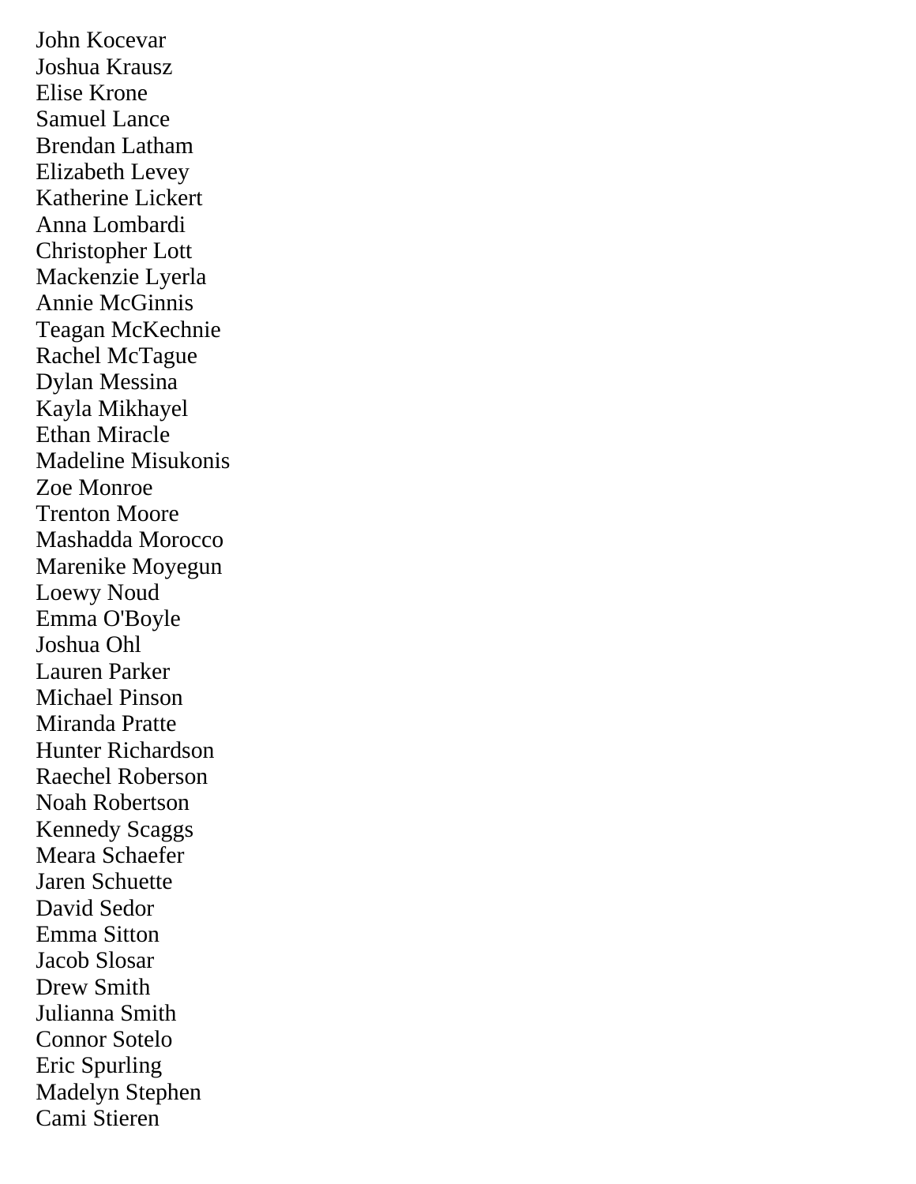John Kocevar
Joshua Krausz
Elise Krone
Samuel Lance
Brendan Latham
Elizabeth Levey
Katherine Lickert
Anna Lombardi
Christopher Lott
Mackenzie Lyerla
Annie McGinnis
Teagan McKechnie
Rachel McTague
Dylan Messina
Kayla Mikhayel
Ethan Miracle
Madeline Misukonis
Zoe Monroe
Trenton Moore
Mashadda Morocco
Marenike Moyegun
Loewy Noud
Emma O'Boyle
Joshua Ohl
Lauren Parker
Michael Pinson
Miranda Pratte
Hunter Richardson
Raechel Roberson
Noah Robertson
Kennedy Scaggs
Meara Schaefer
Jaren Schuette
David Sedor
Emma Sitton
Jacob Slosar
Drew Smith
Julianna Smith
Connor Sotelo
Eric Spurling
Madelyn Stephen
Cami Stieren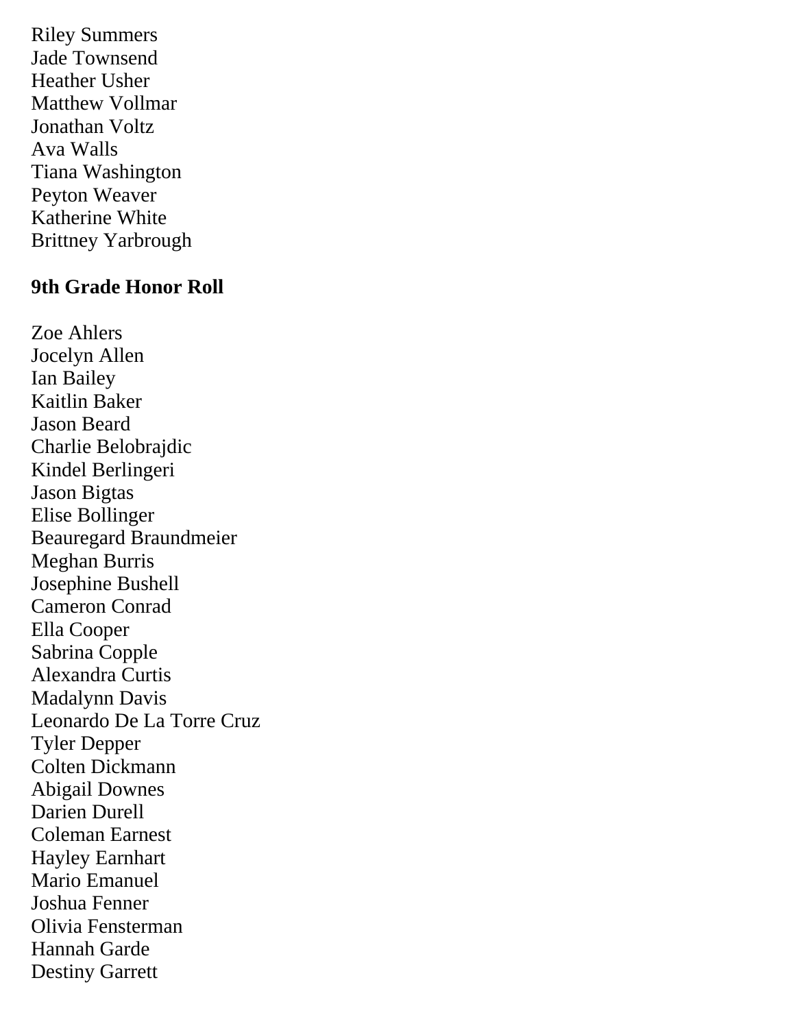Riley Summers
Jade Townsend
Heather Usher
Matthew Vollmar
Jonathan Voltz
Ava Walls
Tiana Washington
Peyton Weaver
Katherine White
Brittney Yarbrough

## 9th Grade Honor Roll

Zoe Ahlers
Jocelyn Allen
Ian Bailey
Kaitlin Baker
Jason Beard
Charlie Belobrajdic
Kindel Berlingeri
Jason Bigtas
Elise Bollinger
Beauregard Braundmeier
Meghan Burris
Josephine Bushell
Cameron Conrad
Ella Cooper
Sabrina Copple
Alexandra Curtis
Madalynn Davis
Leonardo De La Torre Cruz
Tyler Depper
Colten Dickmann
Abigail Downes
Darien Durell
Coleman Earnest
Hayley Earnhart
Mario Emanuel
Joshua Fenner
Olivia Fensterman
Hannah Garde
Destiny Garrett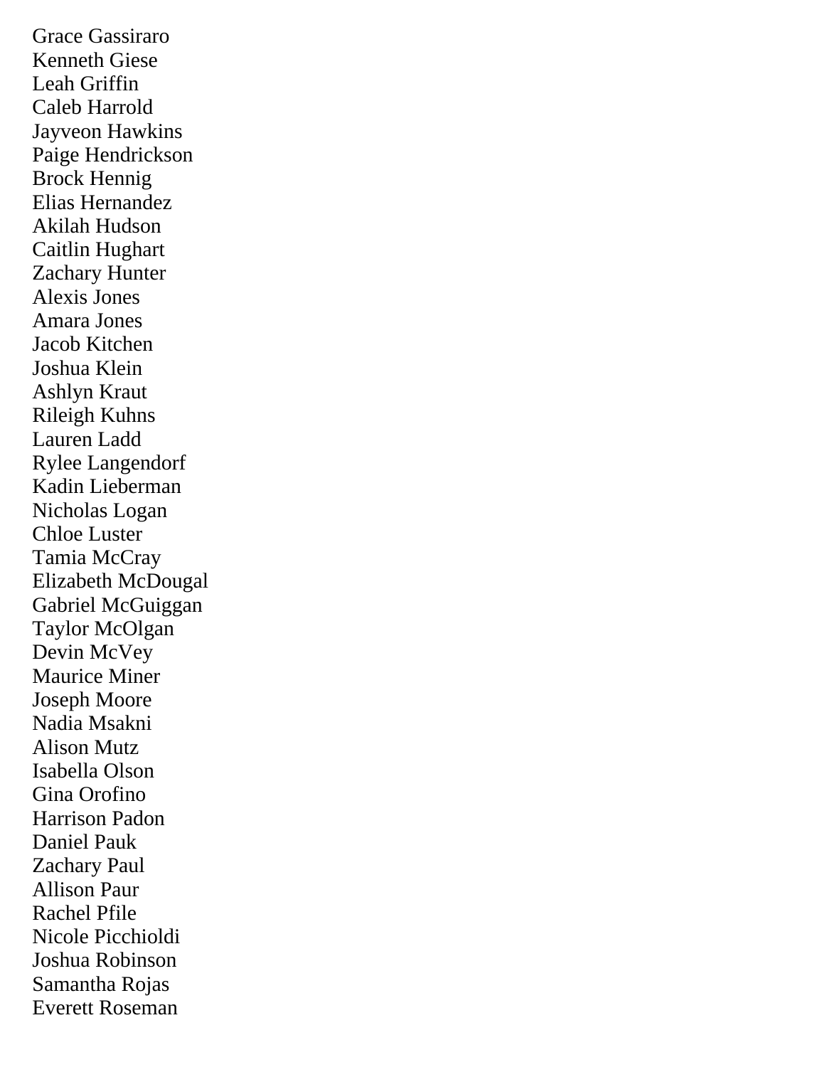Grace Gassiraro
Kenneth Giese
Leah Griffin
Caleb Harrold
Jayveon Hawkins
Paige Hendrickson
Brock Hennig
Elias Hernandez
Akilah Hudson
Caitlin Hughart
Zachary Hunter
Alexis Jones
Amara Jones
Jacob Kitchen
Joshua Klein
Ashlyn Kraut
Rileigh Kuhns
Lauren Ladd
Rylee Langendorf
Kadin Lieberman
Nicholas Logan
Chloe Luster
Tamia McCray
Elizabeth McDougal
Gabriel McGuiggan
Taylor McOlgan
Devin McVey
Maurice Miner
Joseph Moore
Nadia Msakni
Alison Mutz
Isabella Olson
Gina Orofino
Harrison Padon
Daniel Pauk
Zachary Paul
Allison Paur
Rachel Pfile
Nicole Picchioldi
Joshua Robinson
Samantha Rojas
Everett Roseman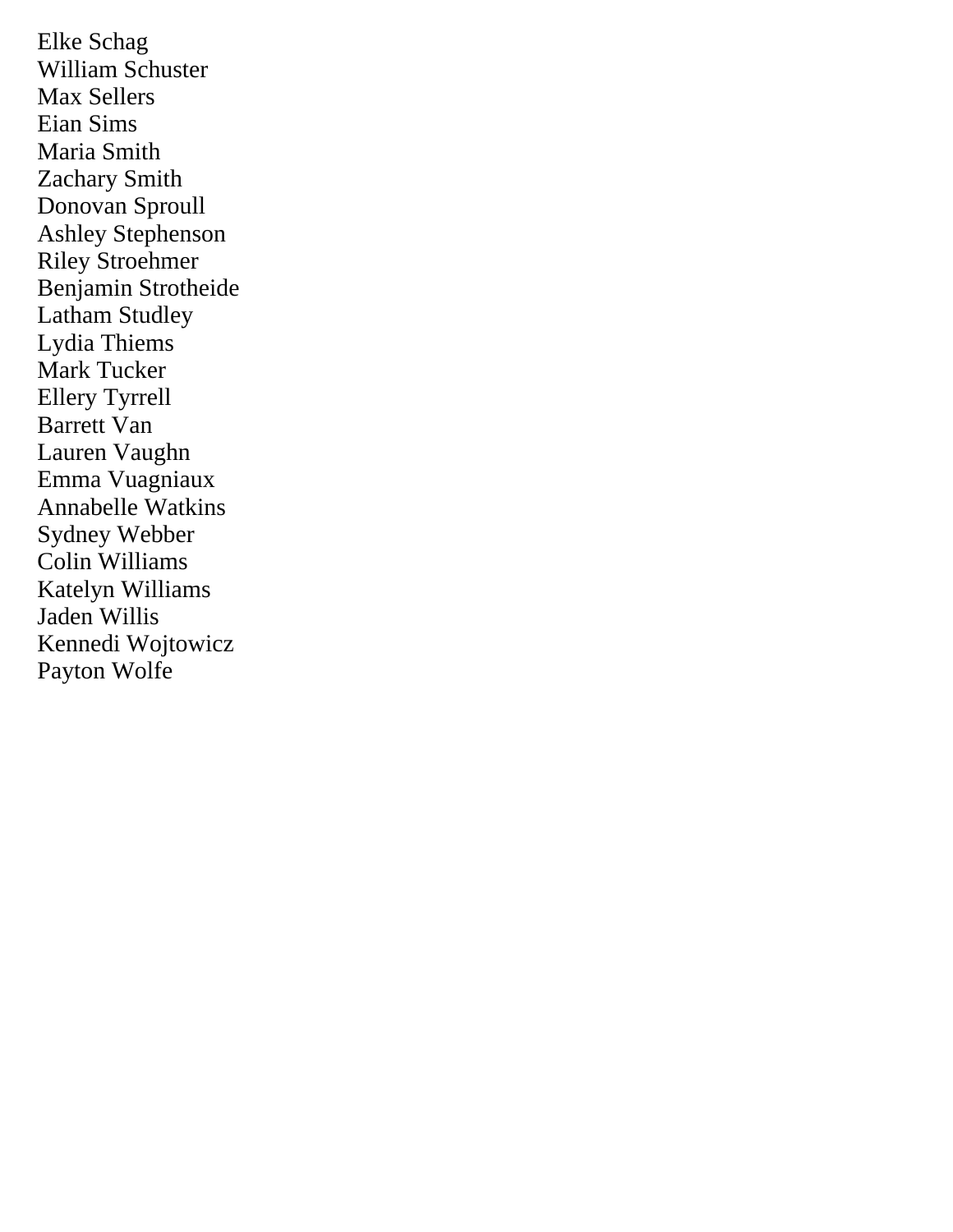Elke Schag
William Schuster
Max Sellers
Eian Sims
Maria Smith
Zachary Smith
Donovan Sproull
Ashley Stephenson
Riley Stroehmer
Benjamin Strotheide
Latham Studley
Lydia Thiems
Mark Tucker
Ellery Tyrrell
Barrett Van
Lauren Vaughn
Emma Vuagniaux
Annabelle Watkins
Sydney Webber
Colin Williams
Katelyn Williams
Jaden Willis
Kennedi Wojtowicz
Payton Wolfe